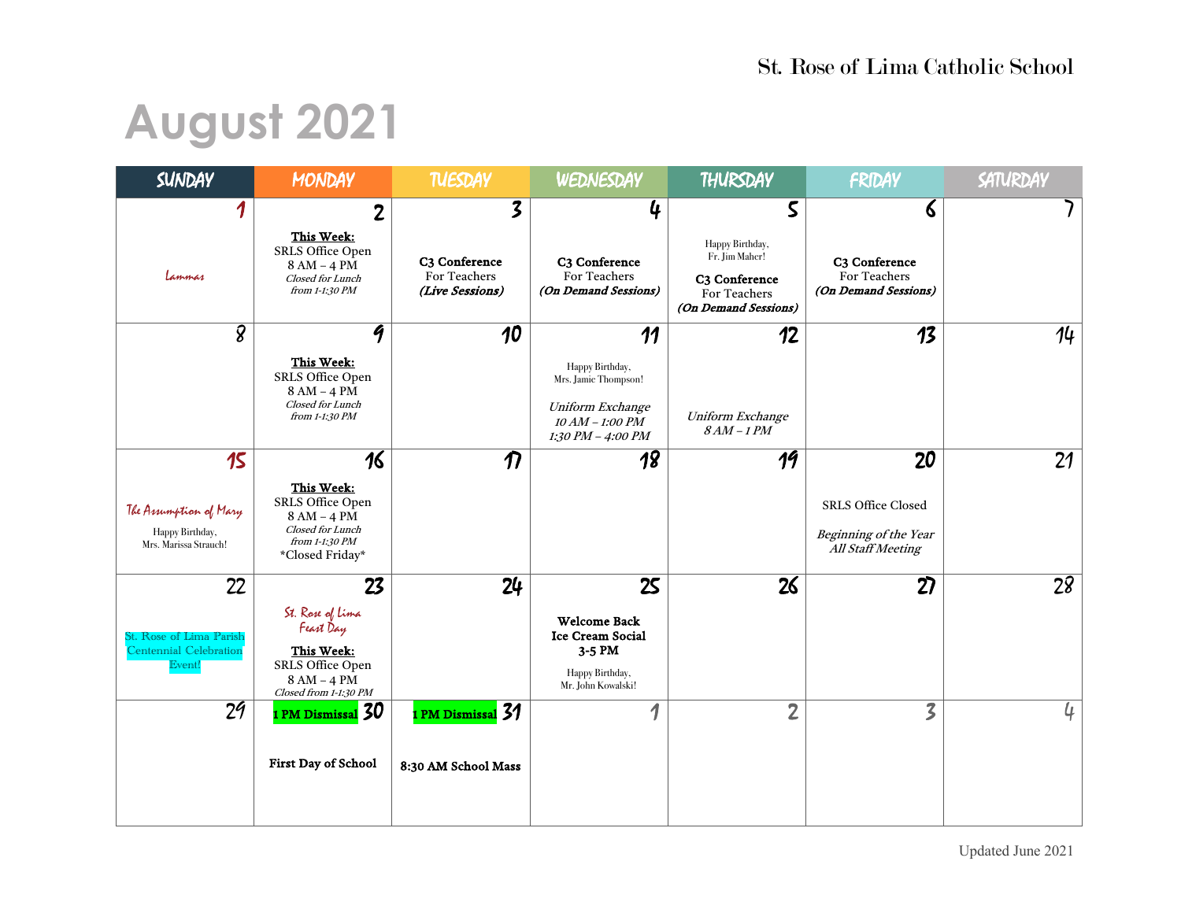St. Rose of Lima Catholic School

# August 2021

| SUNDAY | MONDAY | TUESDAY | WEDNESDAY | THURSDAY | FRIDAY | SATURDAY |
|---|---|---|---|---|---|---|
| 1<br>Lammas | 2<br>**This Week:**<br>SRLS Office Open<br>8 AM – 4 PM<br>*Closed for Lunch from 1-1:30 PM* | 3<br>**C3 Conference**<br>For Teachers<br>***(Live Sessions)*** | 4<br>**C3 Conference**<br>For Teachers<br>***(On Demand Sessions)*** | 5<br>Happy Birthday, Fr. Jim Maher!<br>**C3 Conference**<br>For Teachers<br>***(On Demand Sessions)*** | 6<br>**C3 Conference**<br>For Teachers<br>***(On Demand Sessions)*** | 7 |
| 8 | 9<br>**This Week:**<br>SRLS Office Open<br>8 AM – 4 PM<br>*Closed for Lunch from 1-1:30 PM* | 10 | 11<br>Happy Birthday, Mrs. Jamie Thompson!<br>*Uniform Exchange*<br>*10 AM – 1:00 PM*<br>*1:30 PM – 4:00 PM* | 12<br>*Uniform Exchange*<br>*8 AM – 1 PM* | 13 | 14 |
| 15<br>The Assumption of Mary<br>Happy Birthday, Mrs. Marissa Strauch! | 16<br>**This Week:**<br>SRLS Office Open<br>8 AM – 4 PM<br>*Closed for Lunch from 1-1:30 PM*<br>*Closed Friday* | 17 | 18 | 19 | 20<br>SRLS Office Closed<br>*Beginning of the Year All Staff Meeting* | 21 |
| 22<br>St. Rose of Lima Parish Centennial Celebration Event! | 23<br>St. Rose of Lima Feast Day<br>**This Week:**<br>SRLS Office Open<br>8 AM – 4 PM<br>*Closed from 1-1:30 PM* | 24 | 25<br>**Welcome Back Ice Cream Social 3-5 PM**<br>Happy Birthday, Mr. John Kowalski! | 26 | 27 | 28 |
| 29 | 30<br>**1 PM Dismissal**<br>**First Day of School** | 31<br>**1 PM Dismissal**<br>**8:30 AM School Mass** | 1 | 2 | 3 | 4 |

Updated June 2021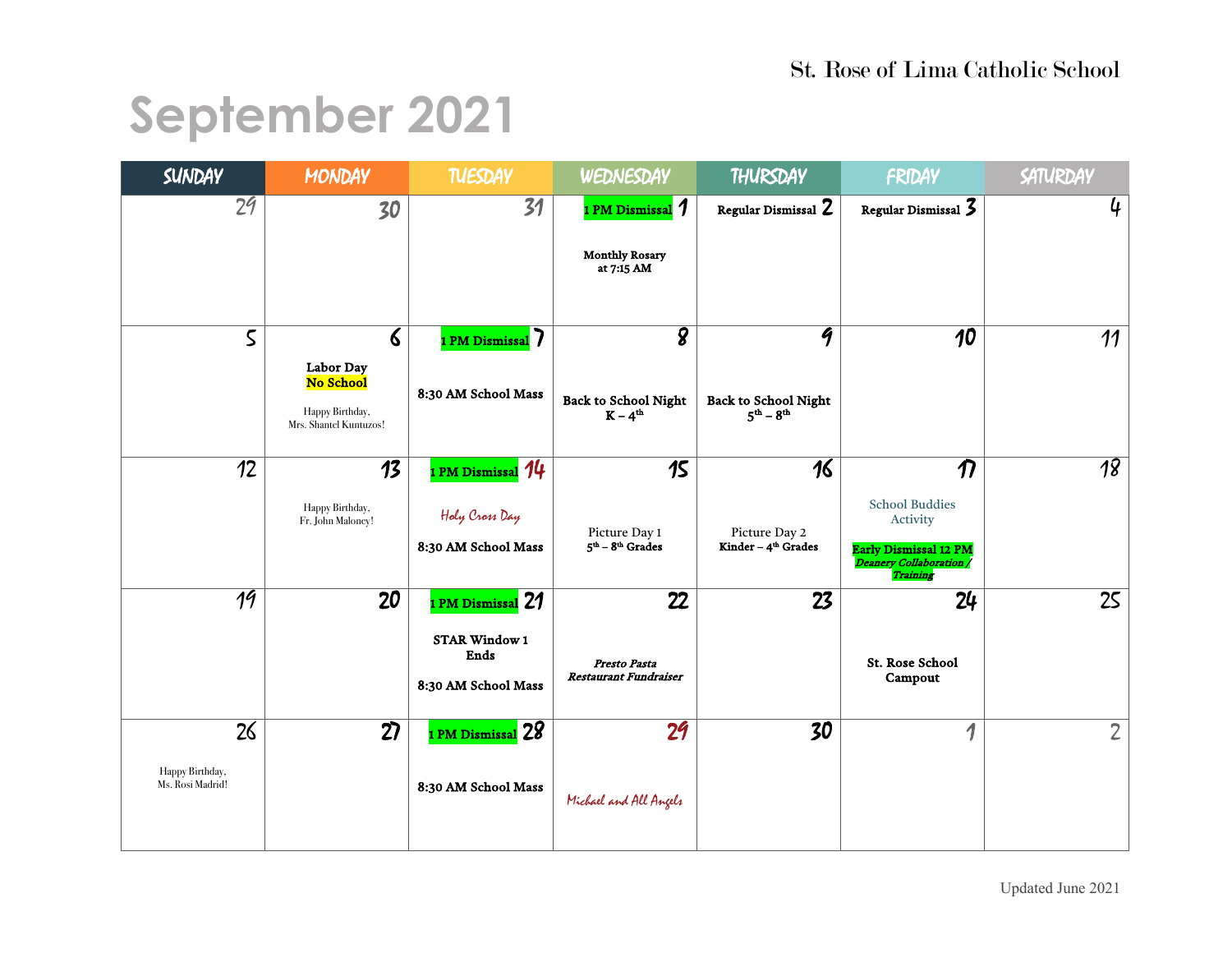St. Rose of Lima Catholic School

# September 2021

| SUNDAY | MONDAY | TUESDAY | WEDNESDAY | THURSDAY | FRIDAY | SATURDAY |
|---|---|---|---|---|---|---|
| 29 | 30 | 31 | **1 PM Dismissal** 1<br><br>**Monthly Rosary at 7:15 AM** | **Regular Dismissal** 2 | **Regular Dismissal** 3 | 4 |
| 5 | 6<br><br>**Labor Day**<br>**No School**<br><br>Happy Birthday, Mrs. Shantel Kuntuzos! | **1 PM Dismissal** 7<br><br>**8:30 AM School Mass** | 8<br><br>**Back to School Night K – 4th** | 9<br><br>**Back to School Night 5th – 8th** | 10 | 11 |
| 12 | 13<br><br>Happy Birthday, Fr. John Maloney! | **1 PM Dismissal** 14<br><br>*Holy Cross Day*<br><br>**8:30 AM School Mass** | 15<br><br>Picture Day 1<br>**5th – 8th Grades** | 16<br><br>Picture Day 2<br>**Kinder – 4th Grades** | 17<br><br>School Buddies Activity<br><br>**Early Dismissal 12 PM**<br>***Deanery Collaboration / Training*** | 18 |
| 19 | 20 | **1 PM Dismissal** 21<br><br>**STAR Window 1 Ends**<br><br>**8:30 AM School Mass** | 22<br><br>***Presto Pasta Restaurant Fundraiser*** | 23 | 24<br><br>**St. Rose School Campout** | 25 |
| 26<br><br>Happy Birthday, Ms. Rosi Madrid! | 27 | **1 PM Dismissal** 28<br><br>**8:30 AM School Mass** | 29<br><br>*Michael and All Angels* | 30 | 1 | 2 |

Updated June 2021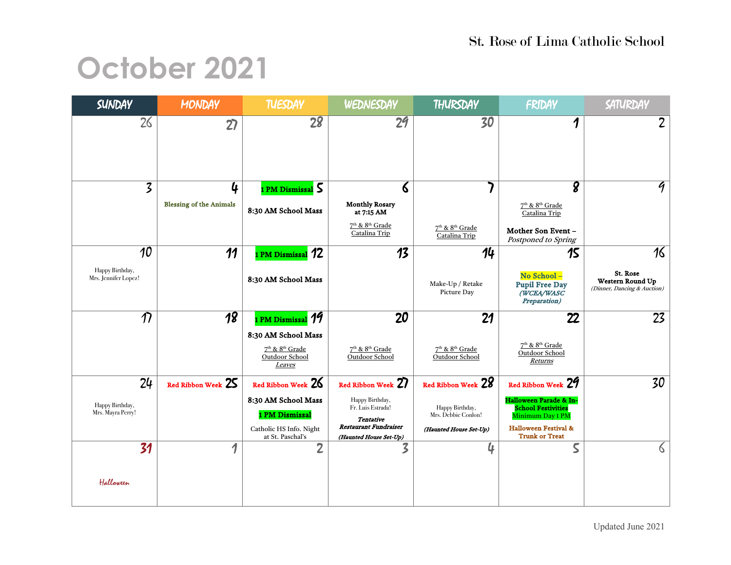St. Rose of Lima Catholic School

# October 2021

| SUNDAY | MONDAY | TUESDAY | WEDNESDAY | THURSDAY | FRIDAY | SATURDAY |
|---|---|---|---|---|---|---|
| 26 | 27 | 28 | 29 | 30 | 1 | 2 |
| 3 | 4<br>Blessing of the Animals | 5<br>1 PM Dismissal<br>8:30 AM School Mass | 6<br>Monthly Rosary at 7:15 AM<br>7th & 8th Grade Catalina Trip | 7<br>7th & 8th Grade Catalina Trip | 8<br>7th & 8th Grade Catalina Trip<br>Mother Son Event – *Postponed to Spring* | 9 |
| 10<br>Happy Birthday, Mrs. Jennifer Lopez! | 11 | 12<br>1 PM Dismissal<br>8:30 AM School Mass | 13 | 14<br>Make-Up / Retake Picture Day | 15<br>No School – Pupil Free Day *(WCEA/WASC Preparation)* | 16<br>St. Rose Western Round Up *(Dinner, Dancing & Auction)* |
| 17 | 18 | 19<br>1 PM Dismissal<br>8:30 AM School Mass<br>7th & 8th Grade Outdoor School *Leaves* | 20<br>7th & 8th Grade Outdoor School | 21<br>7th & 8th Grade Outdoor School | 22<br>7th & 8th Grade Outdoor School *Returns* | 23 |
| 24<br>Happy Birthday, Mrs. Mayra Perry! | 25<br>Red Ribbon Week | 26<br>Red Ribbon Week<br>8:30 AM School Mass<br>1 PM Dismissal<br>Catholic HS Info. Night at St. Paschal's | 27<br>Red Ribbon Week<br>Happy Birthday, Fr. Luis Estrada!<br>*Tentative Restaurant Fundraiser*<br>*(Haunted House Set-Up)* | 28<br>Red Ribbon Week<br>Happy Birthday, Mrs. Debbie Conlon!<br>*(Haunted House Set-Up)* | 29<br>Red Ribbon Week<br>Halloween Parade & In-School Festivities<br>Minimum Day 1 PM<br>Halloween Festival & Trunk or Treat | 30 |
| 31<br>Halloween | 1 | 2 | 3 | 4 | 5 | 6 |

Updated June 2021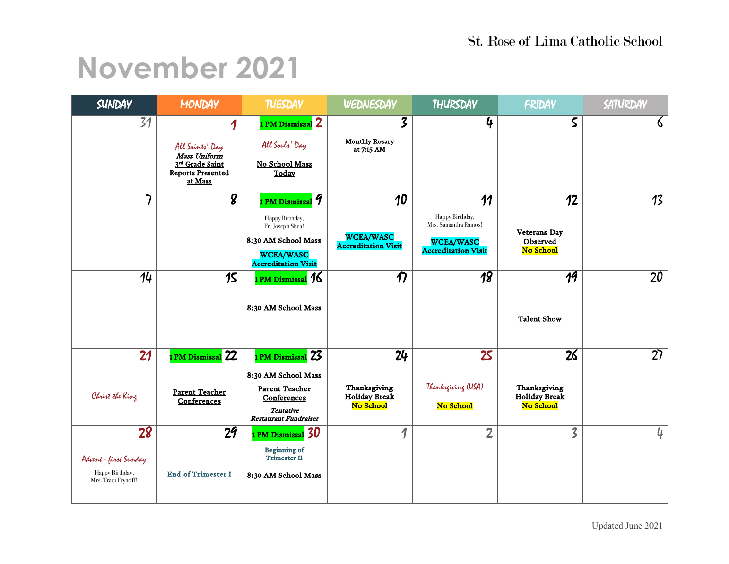St. Rose of Lima Catholic School

# November 2021

| SUNDAY | MONDAY | TUESDAY | WEDNESDAY | THURSDAY | FRIDAY | SATURDAY |
|---|---|---|---|---|---|---|
| 31 | 1<br>*All Saints' Day*<br>***Mass Uniform***<br>3rd Grade Saint Reports Presented at Mass | 1 PM Dismissal 2<br>*All Souls' Day*<br>No School Mass Today | 3<br>**Monthly Rosary at 7:15 AM** | 4 | 5 | 6 |
| 7 | 8 | 1 PM Dismissal 9<br>Happy Birthday, Fr. Joseph Shea!<br>**8:30 AM School Mass**<br>**WCEA/WASC Accreditation Visit** | 10<br>**WCEA/WASC Accreditation Visit** | 11<br>Happy Birthday, Mrs. Samantha Ramos!<br>**WCEA/WASC Accreditation Visit** | 12<br>**Veterans Day Observed**<br>**No School** | 13 |
| 14 | 15 | 1 PM Dismissal 16<br>**8:30 AM School Mass** | 17 | 18 | 19<br>**Talent Show** | 20 |
| 21<br>*Christ the King* | 1 PM Dismissal 22<br>**Parent Teacher Conferences** | 1 PM Dismissal 23<br>**8:30 AM School Mass**<br>**Parent Teacher Conferences**<br>***Tentative Restaurant Fundraiser*** | 24<br>**Thanksgiving Holiday Break**<br>**No School** | 25<br>*Thanksgiving (USA)*<br>**No School** | 26<br>**Thanksgiving Holiday Break**<br>**No School** | 27 |
| 28<br>*Advent - first Sunday*<br>Happy Birthday, Mrs. Traci Fryhoff! | 29<br>**End of Trimester I** | 1 PM Dismissal 30<br>**Beginning of Trimester II**<br>**8:30 AM School Mass** | 1 | 2 | 3 | 4 |

Updated June 2021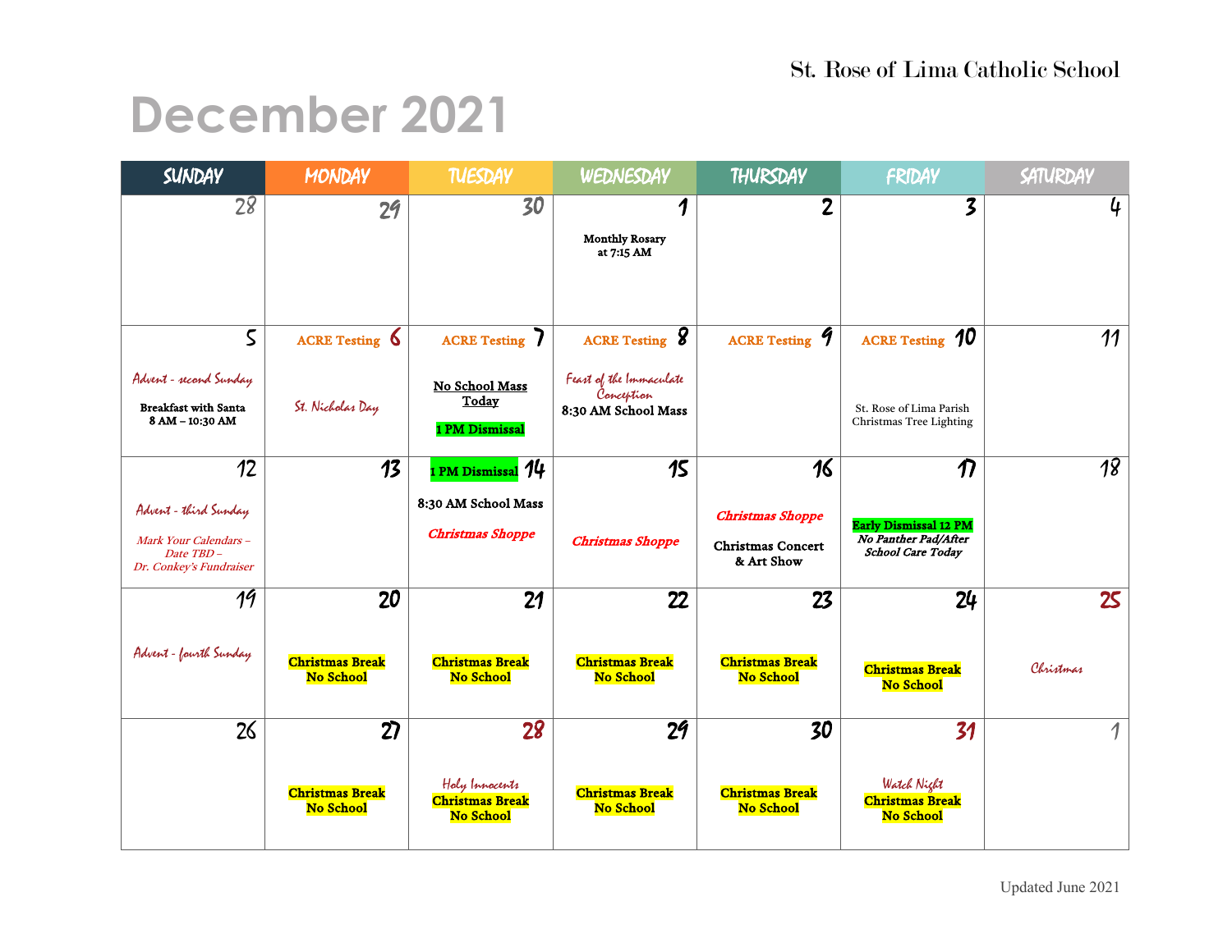St. Rose of Lima Catholic School

# December 2021

| SUNDAY | MONDAY | TUESDAY | WEDNESDAY | THURSDAY | FRIDAY | SATURDAY |
|---|---|---|---|---|---|---|
| 28 | 29 | 30 | 1<br>**Monthly Rosary at 7:15 AM** | 2 | 3 | 4 |
| 5<br>*Advent - second Sunday*<br>**Breakfast with Santa 8 AM – 10:30 AM** | ACRE Testing 6<br>*St. Nicholas Day* | ACRE Testing 7<br>**No School Mass Today**<br>**1 PM Dismissal** | ACRE Testing 8<br>*Feast of the Immaculate Conception*<br>**8:30 AM School Mass** | ACRE Testing 9 | ACRE Testing 10<br>St. Rose of Lima Parish Christmas Tree Lighting | 11 |
| 12<br>*Advent - third Sunday*<br>*Mark Your Calendars – Date TBD – Dr. Conkey's Fundraiser* | 13 | **1 PM Dismissal** 14<br>**8:30 AM School Mass**<br>***Christmas Shoppe*** | 15<br>***Christmas Shoppe*** | 16<br>***Christmas Shoppe***<br>**Christmas Concert & Art Show** | 17<br>**Early Dismissal 12 PM**<br>***No Panther Pad/After School Care Today*** | 18 |
| 19<br>*Advent - fourth Sunday* | 20<br>**Christmas Break No School** | 21<br>**Christmas Break No School** | 22<br>**Christmas Break No School** | 23<br>**Christmas Break No School** | 24<br>**Christmas Break No School** | 25<br>*Christmas* |
| 26 | 27<br>**Christmas Break No School** | 28<br>*Holy Innocents*<br>**Christmas Break No School** | 29<br>**Christmas Break No School** | 30<br>**Christmas Break No School** | 31<br>*Watch Night*<br>**Christmas Break No School** | 1 |

Updated June 2021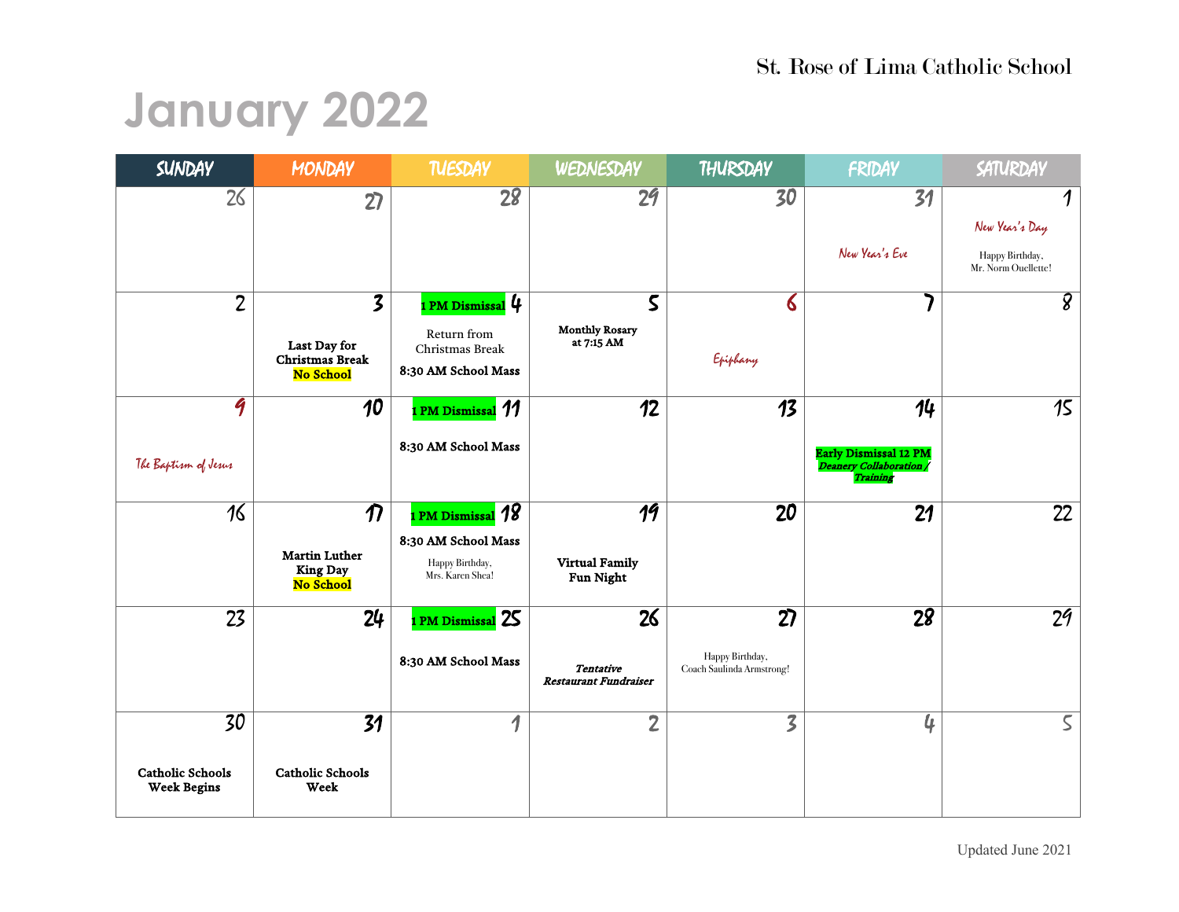St. Rose of Lima Catholic School

# January 2022

| SUNDAY | MONDAY | TUESDAY | WEDNESDAY | THURSDAY | FRIDAY | SATURDAY |
| --- | --- | --- | --- | --- | --- | --- |
| 26 | 27 | 28 | 29 | 30 | 31<br>*New Year's Eve* | 1<br>*New Year's Day*<br>Happy Birthday, Mr. Norm Ouellette! |
| 2 | 3<br>**Last Day for Christmas Break**<br>**No School** | 4<br>**1 PM Dismissal**<br>Return from Christmas Break<br>**8:30 AM School Mass** | 5<br>**Monthly Rosary at 7:15 AM** | 6<br>*Epiphany* | 7 | 8 |
| 9<br>*The Baptism of Jesus* | 10 | 11<br>**1 PM Dismissal**<br>**8:30 AM School Mass** | 12 | 13 | 14<br>**Early Dismissal 12 PM**<br>***Deanery Collaboration / Training*** | 15 |
| 16 | 17<br>**Martin Luther King Day**<br>**No School** | 18<br>**1 PM Dismissal**<br>**8:30 AM School Mass**<br>Happy Birthday, Mrs. Karen Shea! | 19<br>**Virtual Family Fun Night** | 20 | 21 | 22 |
| 23 | 24 | 25<br>**1 PM Dismissal**<br>**8:30 AM School Mass** | 26<br>***Tentative Restaurant Fundraiser*** | 27<br>Happy Birthday, Coach Saulinda Armstrong! | 28 | 29 |
| 30<br>**Catholic Schools Week Begins** | 31<br>**Catholic Schools Week** | 1 | 2 | 3 | 4 | 5 |

Updated June 2021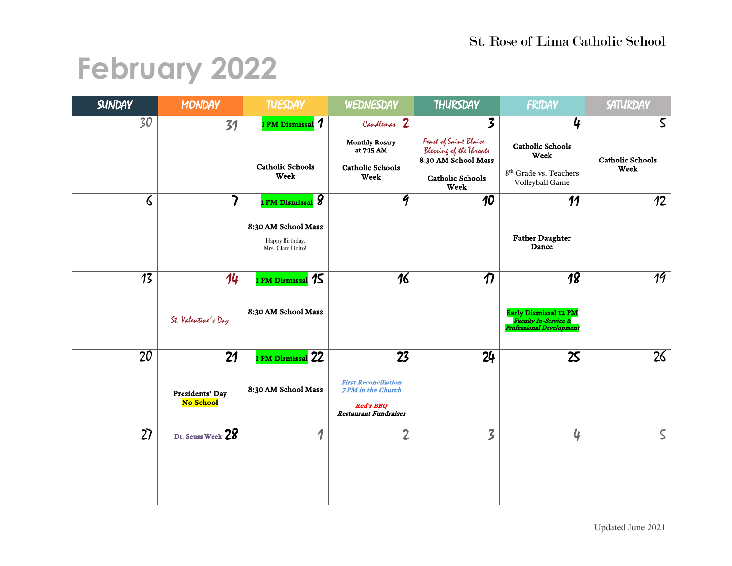St. Rose of Lima Catholic School

# February 2022

| SUNDAY | MONDAY | TUESDAY | WEDNESDAY | THURSDAY | FRIDAY | SATURDAY |
|---|---|---|---|---|---|---|
| 30 | 31 | 1 PM Dismissal 1<br><br>Catholic Schools Week | Candlemas 2<br><br>Monthly Rosary at 7:15 AM<br><br>Catholic Schools Week | 3<br><br>*Feast of Saint Blaise – Blessing of the Throats*<br>8:30 AM School Mass<br><br>Catholic Schools Week | 4<br><br>Catholic Schools Week<br><br>8th Grade vs. Teachers Volleyball Game | 5<br><br>Catholic Schools Week |
| 6 | 7 | 1 PM Dismissal 8<br><br>8:30 AM School Mass<br><br>Happy Birthday, Mrs. Clare Delto! | 9 | 10 | 11<br><br>Father Daughter Dance | 12 |
| 13 | 14<br><br>*St. Valentine's Day* | 1 PM Dismissal 15<br><br>8:30 AM School Mass | 16 | 17 | 18<br><br>**Early Dismissal 12 PM**<br>***Faculty In-Service & Professional Development*** | 19 |
| 20 | 21<br><br>Presidents' Day<br>No School | 1 PM Dismissal 22<br><br>8:30 AM School Mass | 23<br><br>***First Reconciliation 7 PM in the Church***<br><br>***Red's BBQ Restaurant Fundraiser*** | 24 | 25 | 26 |
| 27 | Dr. Seuss Week 28 | 1 | 2 | 3 | 4 | 5 |

Updated June 2021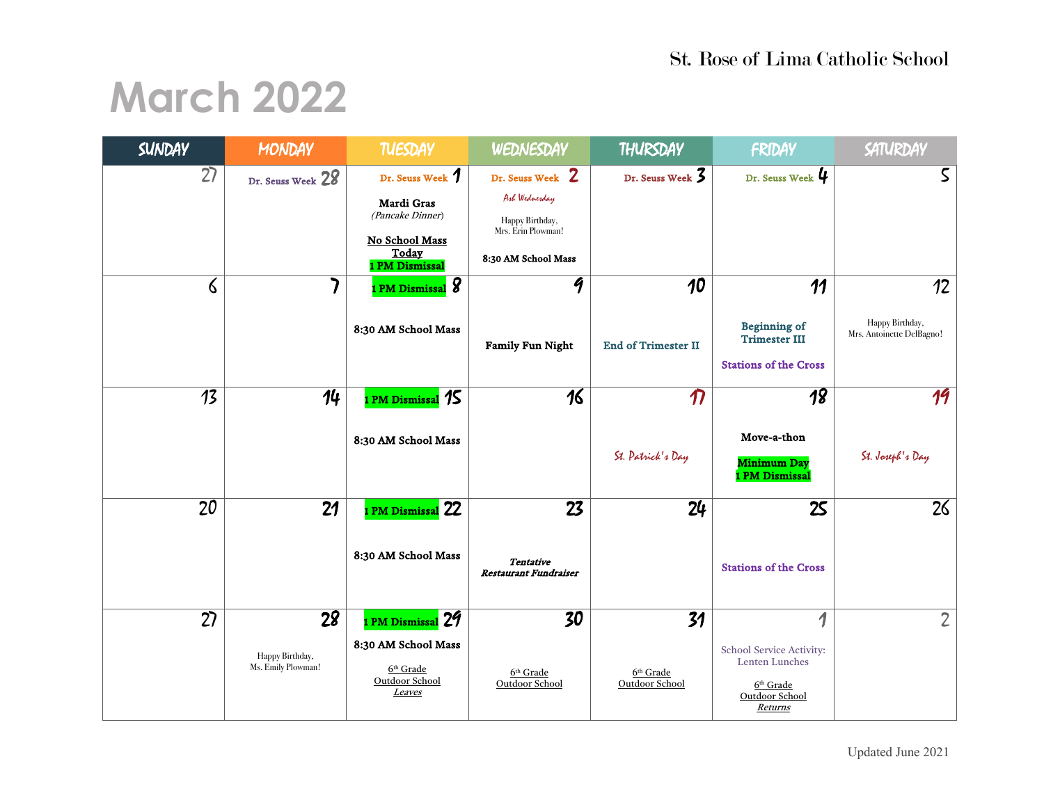St. Rose of Lima Catholic School

# March 2022

| SUNDAY | MONDAY | TUESDAY | WEDNESDAY | THURSDAY | FRIDAY | SATURDAY |
|---|---|---|---|---|---|---|
| 27 | 28<br>Dr. Seuss Week | 1<br>Dr. Seuss Week<br>**Mardi Gras**<br>*(Pancake Dinner)*<br>**No School Mass Today**<br>**1 PM Dismissal** | 2<br>Dr. Seuss Week<br>*Ash Wednesday*<br>Happy Birthday, Mrs. Erin Plowman!<br>**8:30 AM School Mass** | 3<br>Dr. Seuss Week | 4<br>Dr. Seuss Week | 5 |
| 6 | 7 | 8<br>**1 PM Dismissal**<br>**8:30 AM School Mass** | 9<br>**Family Fun Night** | 10<br>**End of Trimester II** | 11<br>**Beginning of Trimester III**<br>**Stations of the Cross** | 12<br>Happy Birthday, Mrs. Antoinette DelBagno! |
| 13 | 14 | 15<br>**1 PM Dismissal**<br>**8:30 AM School Mass** | 16 | 17<br>*St. Patrick's Day* | 18<br>**Move-a-thon**<br>**Minimum Day**<br>**1 PM Dismissal** | 19<br>*St. Joseph's Day* |
| 20 | 21 | 22<br>**1 PM Dismissal**<br>**8:30 AM School Mass** | 23<br>***Tentative Restaurant Fundraiser*** | 24 | 25<br>**Stations of the Cross** | 26 |
| 27 | 28<br>Happy Birthday, Ms. Emily Plowman! | 29<br>**1 PM Dismissal**<br>**8:30 AM School Mass**<br>6th Grade Outdoor School *Leaves* | 30<br>6th Grade Outdoor School | 31<br>6th Grade Outdoor School | 1<br>School Service Activity: Lenten Lunches<br>6th Grade Outdoor School *Returns* | 2 |

Updated June 2021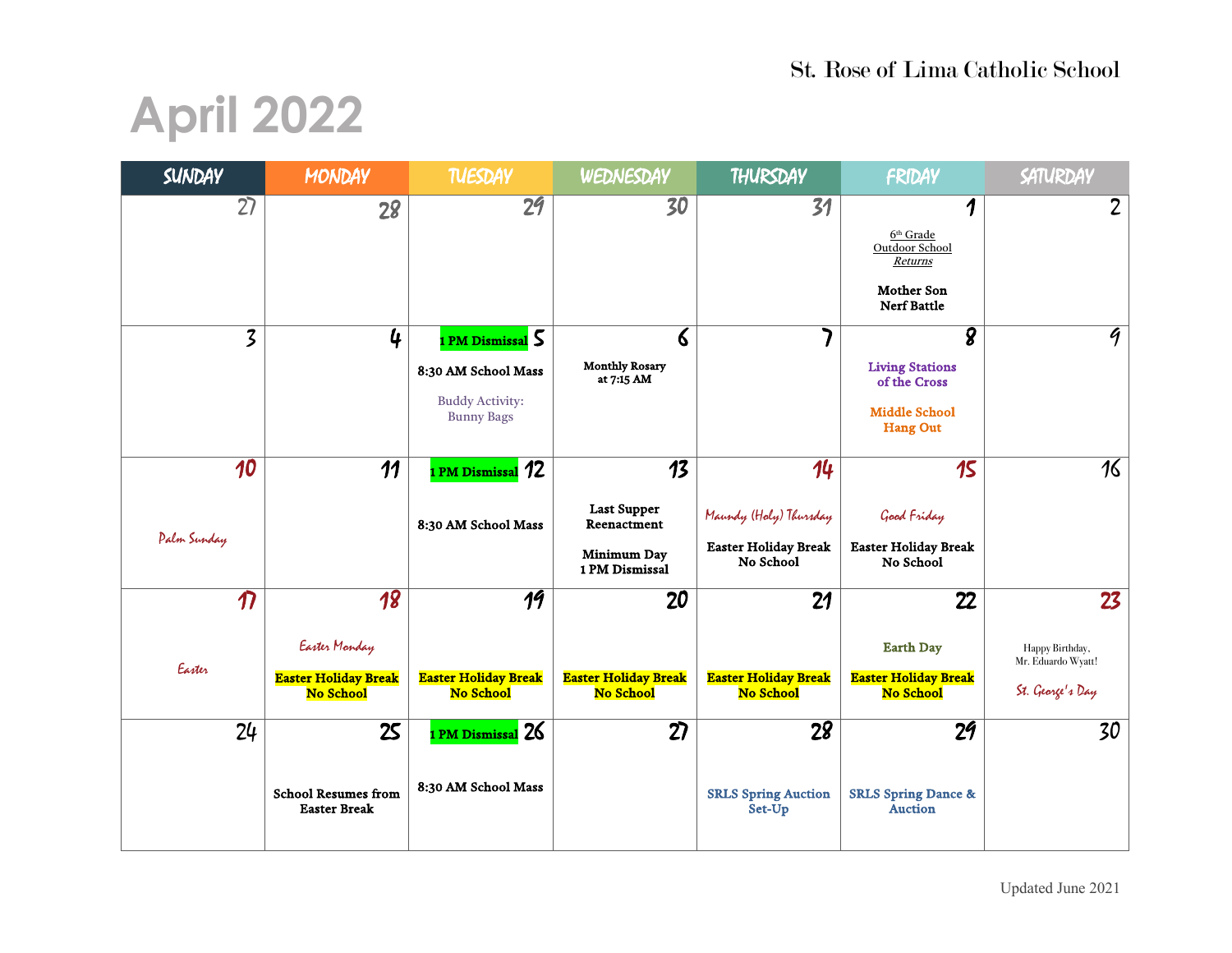St. Rose of Lima Catholic School

# April 2022

| SUNDAY | MONDAY | TUESDAY | WEDNESDAY | THURSDAY | FRIDAY | SATURDAY |
|---|---|---|---|---|---|---|
| 27 | 28 | 29 | 30 | 31 | 1<br>6th Grade Outdoor School *Returns*<br>**Mother Son Nerf Battle** | 2 |
| 3 | 4 | 5<br>**1 PM Dismissal**<br>**8:30 AM School Mass**<br>Buddy Activity: Bunny Bags | 6<br>**Monthly Rosary at 7:15 AM** | 7 | 8<br>**Living Stations of the Cross**<br>**Middle School Hang Out** | 9 |
| 10<br>*Palm Sunday* | 11 | 12<br>**1 PM Dismissal**<br>**8:30 AM School Mass** | 13<br>**Last Supper Reenactment**<br>**Minimum Day 1 PM Dismissal** | 14<br>*Maundy (Holy) Thursday*<br>**Easter Holiday Break No School** | 15<br>*Good Friday*<br>**Easter Holiday Break No School** | 16 |
| 17<br>*Easter* | 18<br>*Easter Monday*<br>**Easter Holiday Break No School** | 19<br>**Easter Holiday Break No School** | 20<br>**Easter Holiday Break No School** | 21<br>**Easter Holiday Break No School** | 22<br>**Earth Day**<br>**Easter Holiday Break No School** | 23<br>Happy Birthday, Mr. Eduardo Wyatt!<br>*St. George's Day* |
| 24 | 25<br>**School Resumes from Easter Break** | 26<br>**1 PM Dismissal**<br>**8:30 AM School Mass** | 27 | 28<br>**SRLS Spring Auction Set-Up** | 29<br>**SRLS Spring Dance & Auction** | 30 |

Updated June 2021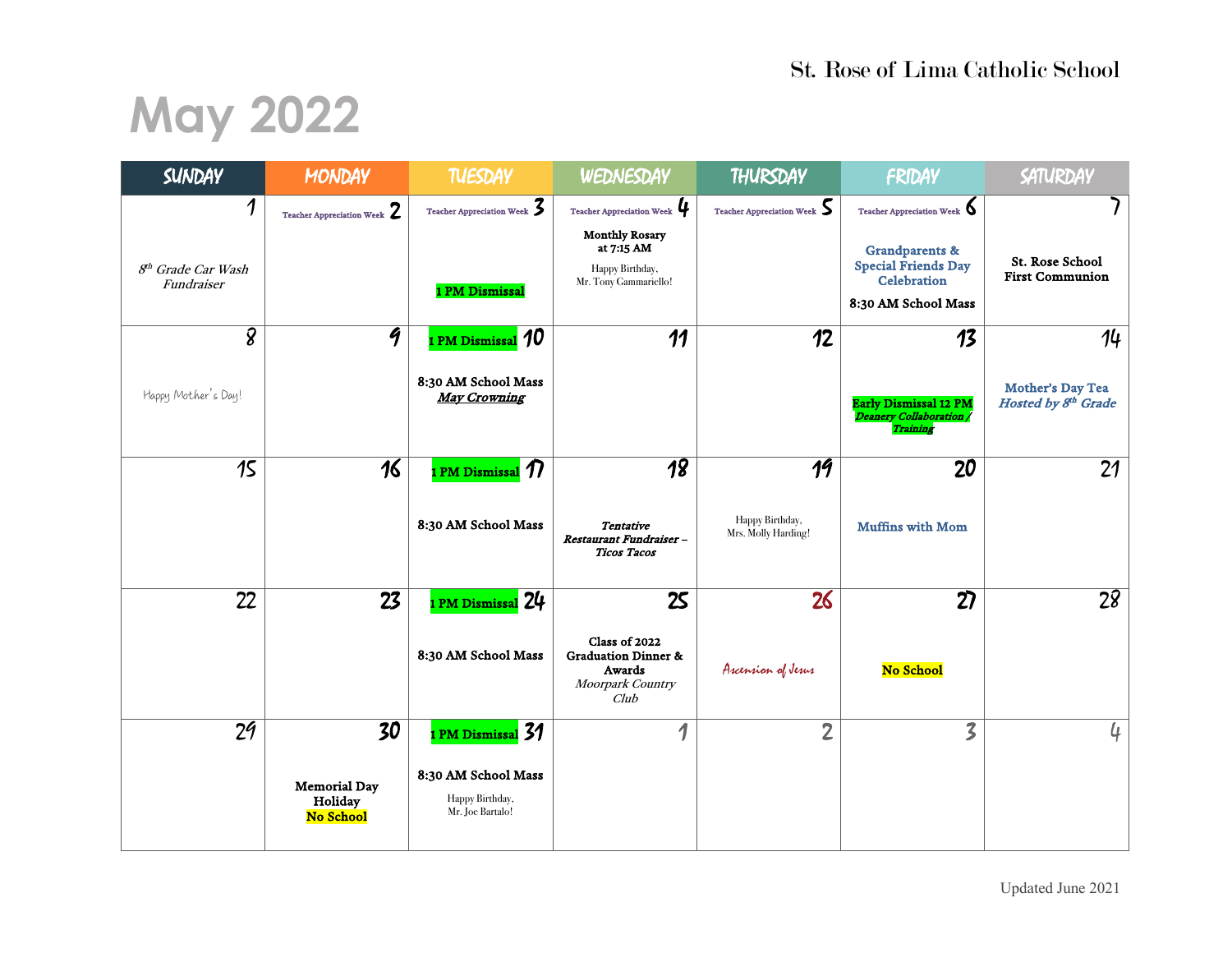St. Rose of Lima Catholic School

# May 2022

| SUNDAY | MONDAY | TUESDAY | WEDNESDAY | THURSDAY | FRIDAY | SATURDAY |
|---|---|---|---|---|---|---|
| 1<br>*8th Grade Car Wash Fundraiser* | Teacher Appreciation Week 2 | Teacher Appreciation Week 3<br>**1 PM Dismissal** | Teacher Appreciation Week 4<br>**Monthly Rosary at 7:15 AM**<br>Happy Birthday, Mr. Tony Gammariello! | Teacher Appreciation Week 5 | Teacher Appreciation Week 6<br>**Grandparents & Special Friends Day Celebration**<br>**8:30 AM School Mass** | 7<br>**St. Rose School First Communion** |
| 8<br>Happy Mother's Day! | 9 | **1 PM Dismissal** 10<br>**8:30 AM School Mass**<br>***May Crowning*** | 11 | 12 | 13<br>**Early Dismissal 12 PM**<br>***Deanery Collaboration / Training*** | 14<br>**Mother's Day Tea**<br>***Hosted by 8th Grade*** |
| 15 | 16 | **1 PM Dismissal** 17<br>**8:30 AM School Mass** | 18<br>***Tentative Restaurant Fundraiser – Ticos Tacos*** | 19<br>Happy Birthday, Mrs. Molly Harding! | 20<br>**Muffins with Mom** | 21 |
| 22 | 23 | **1 PM Dismissal** 24<br>**8:30 AM School Mass** | 25<br>**Class of 2022 Graduation Dinner & Awards**<br>*Moorpark Country Club* | 26<br>*Ascension of Jesus* | 27<br>**No School** | 28 |
| 29 | 30<br>**Memorial Day Holiday**<br>**No School** | **1 PM Dismissal** 31<br>**8:30 AM School Mass**<br>Happy Birthday, Mr. Joe Bartalo! | 1 | 2 | 3 | 4 |

Updated June 2021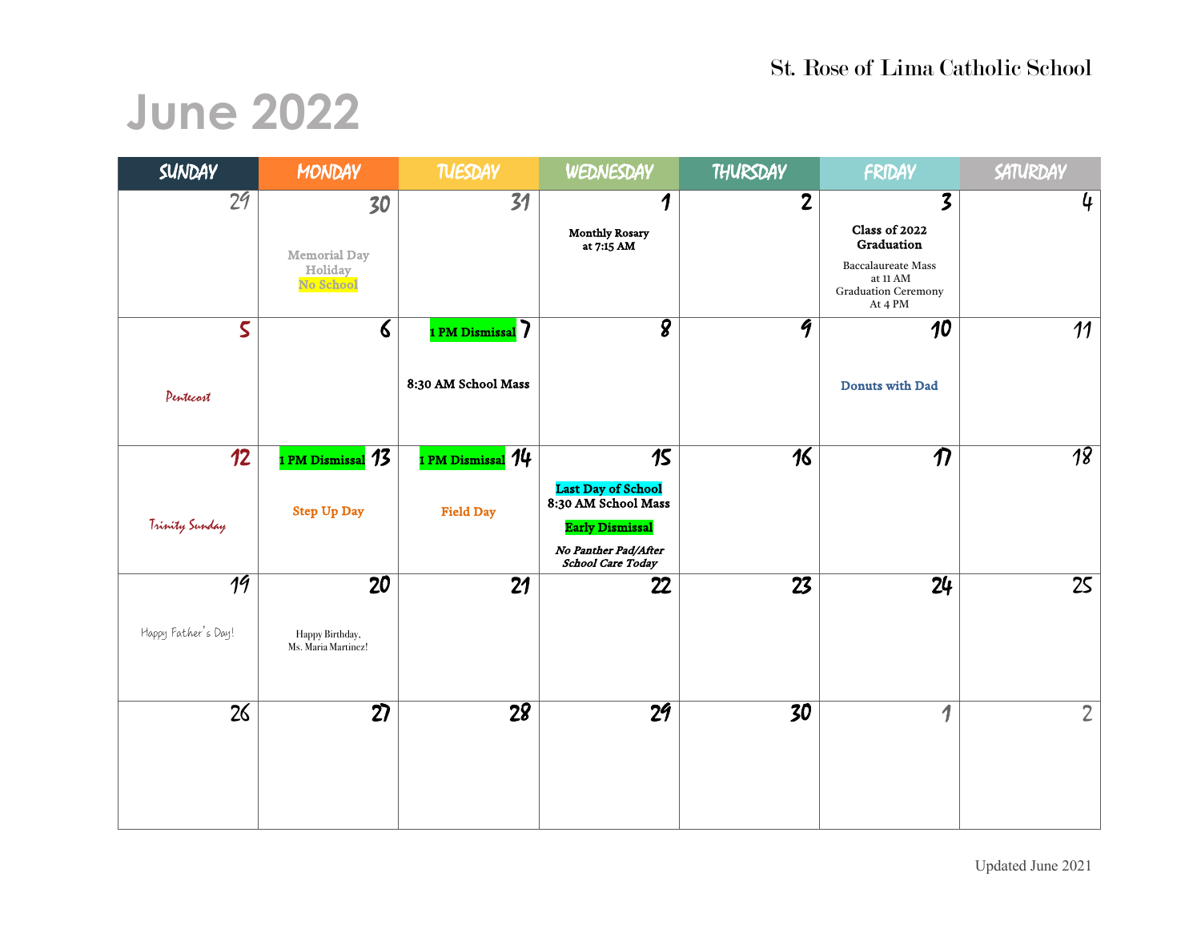St. Rose of Lima Catholic School

# June 2022

| SUNDAY | MONDAY | TUESDAY | WEDNESDAY | THURSDAY | FRIDAY | SATURDAY |
|---|---|---|---|---|---|---|
| 29 | 30<br>Memorial Day Holiday<br>No School | 31 | 1<br>**Monthly Rosary at 7:15 AM** | 2 | 3<br>**Class of 2022 Graduation**<br>Baccalaureate Mass at 11 AM<br>Graduation Ceremony At 4 PM | 4 |
| 5<br>Pentecost | 6 | 7<br>**1 PM Dismissal**<br>**8:30 AM School Mass** | 8 | 9 | 10<br>**Donuts with Dad** | 11 |
| 12<br>Trinity Sunday | 13<br>**1 PM Dismissal**<br>**Step Up Day** | 14<br>**1 PM Dismissal**<br>**Field Day** | 15<br>**Last Day of School**<br>**8:30 AM School Mass**<br>**Early Dismissal**<br>***No Panther Pad/After School Care Today*** | 16 | 17 | 18 |
| 19<br>Happy Father's Day! | 20<br>Happy Birthday, Ms. Maria Martinez! | 21 | 22 | 23 | 24 | 25 |
| 26 | 27 | 28 | 29 | 30 | 1 | 2 |

Updated June 2021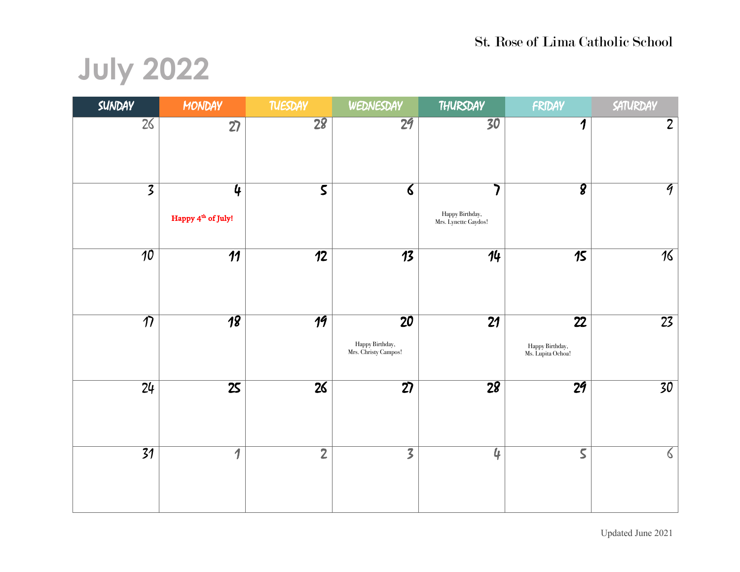St. Rose of Lima Catholic School

# July 2022

| SUNDAY | MONDAY | TUESDAY | WEDNESDAY | THURSDAY | FRIDAY | SATURDAY |
|---|---|---|---|---|---|---|
| 26 | 27 | 28 | 29 | 30 | 1 | 2 |
| 3 | 4 Happy 4th of July! | 5 | 6 | 7 Happy Birthday, Mrs. Lynette Gaydos! | 8 | 9 |
| 10 | 11 | 12 | 13 | 14 | 15 | 16 |
| 17 | 18 | 19 | 20 Happy Birthday, Mrs. Christy Campos! | 21 | 22 Happy Birthday, Ms. Lupita Ochoa! | 23 |
| 24 | 25 | 26 | 27 | 28 | 29 | 30 |
| 31 | 1 | 2 | 3 | 4 | 5 | 6 |

Updated June 2021